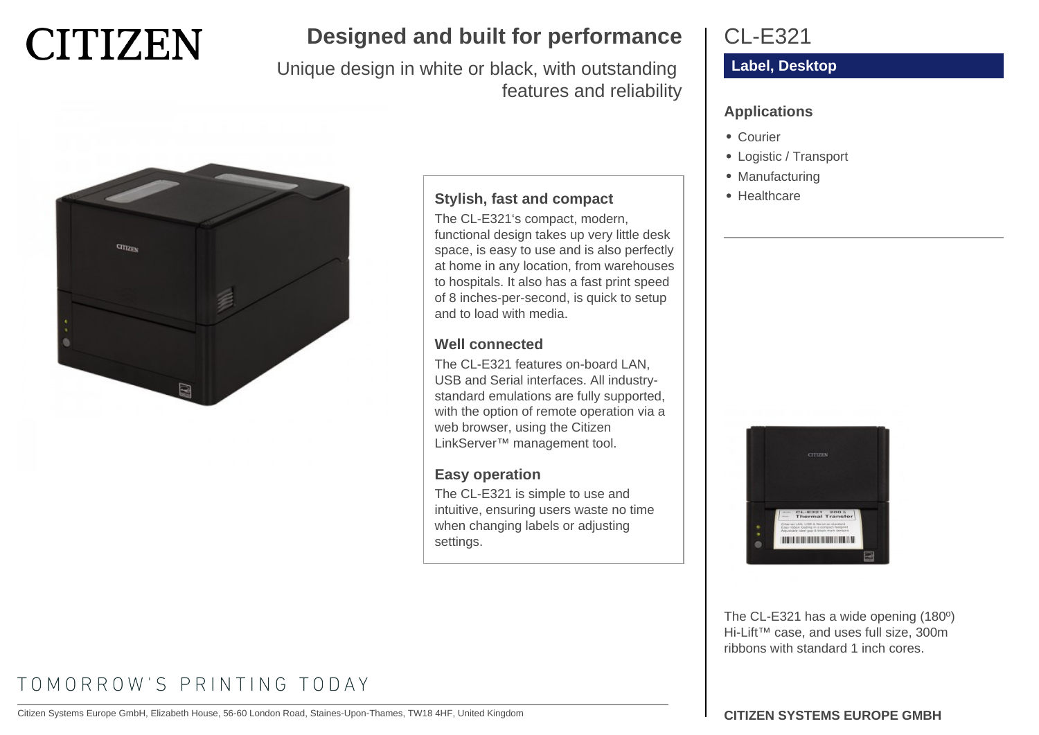CITIZEN

# Designed and built for performance

Unique design in white or black, with outstanding features and reliability

### Stylish, fast and compact

The CL-E321's compact, modern, functional design takes up very little desk space, is easy to use and is also perfectly at home in any location, from warehouses to hospitals. It also has a fast print speed of 8 inches-per-second, is quick to setup and to load with media.

### Well connected

The CL-E321 features on-board LAN, USB and Serial interfaces. All industry-standard emulations are fully supported, with the option of remote operation via a web browser, using the Citizen LinkServer™ management tool.

### Easy operation

The CL-E321 is simple to use and intuitive, ensuring users waste no time when changing labels or adjusting settings.

TOMORROW'S PRINTING TODAY

Citizen Systems Europe GmbH, Elizabeth House, 56-60 London Road, Staines-Upon-Thames, TW18 4HF, United Kingdom

## CL-E321

**Label, Desktop**

### Applications

- Courier
- Logistic / Transport
- Manufacturing
- Healthcare

The CL-E321 has a wide opening (180º) Hi-Lift™ case, and uses full size, 300m ribbons with standard 1 inch cores.

**CITIZEN SYSTEMS EUROPE GMBH**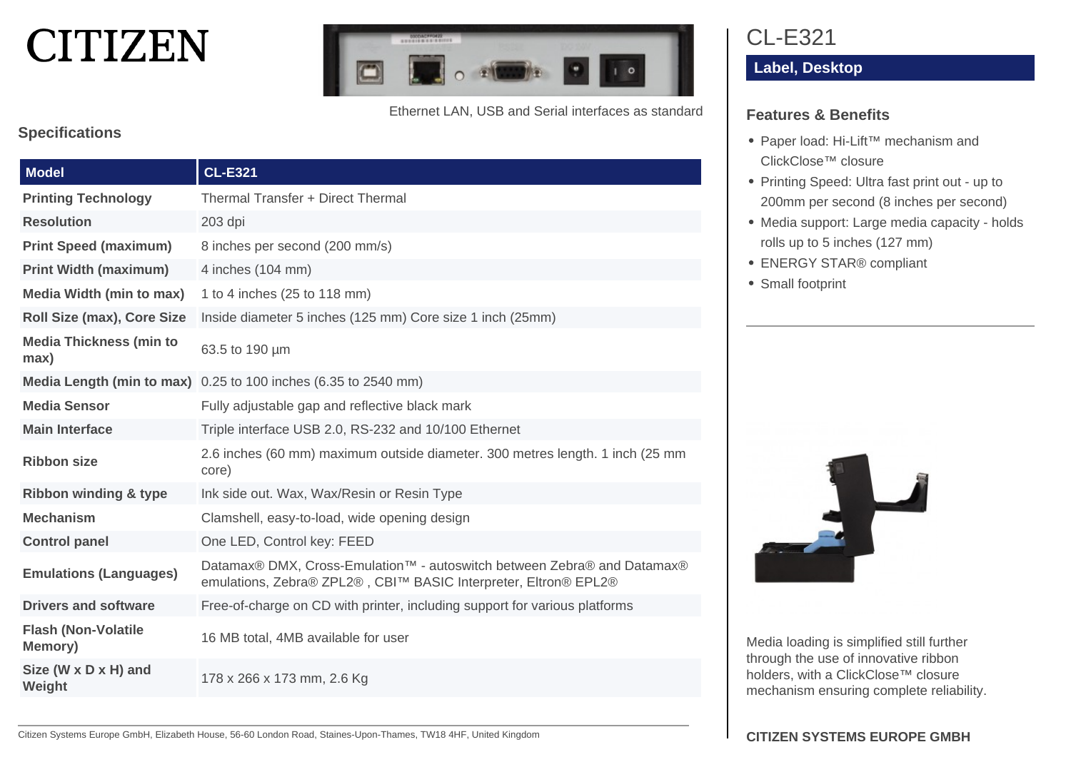# CITIZEN

Ethernet LAN, USB and Serial interfaces as standard

## Specifications

| Model | CL-E321 |
|---|---|
| Printing Technology | Thermal Transfer + Direct Thermal |
| Resolution | 203 dpi |
| Print Speed (maximum) | 8 inches per second (200 mm/s) |
| Print Width (maximum) | 4 inches (104 mm) |
| Media Width (min to max) | 1 to 4 inches (25 to 118 mm) |
| Roll Size (max), Core Size | Inside diameter 5 inches (125 mm) Core size 1 inch (25mm) |
| Media Thickness (min to max) | 63.5 to 190 µm |
| Media Length (min to max) | 0.25 to 100 inches (6.35 to 2540 mm) |
| Media Sensor | Fully adjustable gap and reflective black mark |
| Main Interface | Triple interface USB 2.0, RS-232 and 10/100 Ethernet |
| Ribbon size | 2.6 inches (60 mm) maximum outside diameter. 300 metres length. 1 inch (25 mm core) |
| Ribbon winding & type | Ink side out. Wax, Wax/Resin or Resin Type |
| Mechanism | Clamshell, easy-to-load, wide opening design |
| Control panel | One LED, Control key: FEED |
| Emulations (Languages) | Datamax® DMX, Cross-Emulation™ - autoswitch between Zebra® and Datamax® emulations, Zebra® ZPL2® , CBI™ BASIC Interpreter, Eltron® EPL2® |
| Drivers and software | Free-of-charge on CD with printer, including support for various platforms |
| Flash (Non-Volatile Memory) | 16 MB total, 4MB available for user |
| Size (W x D x H) and Weight | 178 x 266 x 173 mm, 2.6 Kg |

# CL-E321

## Label, Desktop

### Features & Benefits

- Paper load: Hi-Lift™ mechanism and ClickClose™ closure
- Printing Speed: Ultra fast print out - up to 200mm per second (8 inches per second)
- Media support: Large media capacity - holds rolls up to 5 inches (127 mm)
- ENERGY STAR® compliant
- Small footprint

Media loading is simplified still further through the use of innovative ribbon holders, with a ClickClose™ closure mechanism ensuring complete reliability.

Citizen Systems Europe GmbH, Elizabeth House, 56-60 London Road, Staines-Upon-Thames, TW18 4HF, United Kingdom

**CITIZEN SYSTEMS EUROPE GMBH**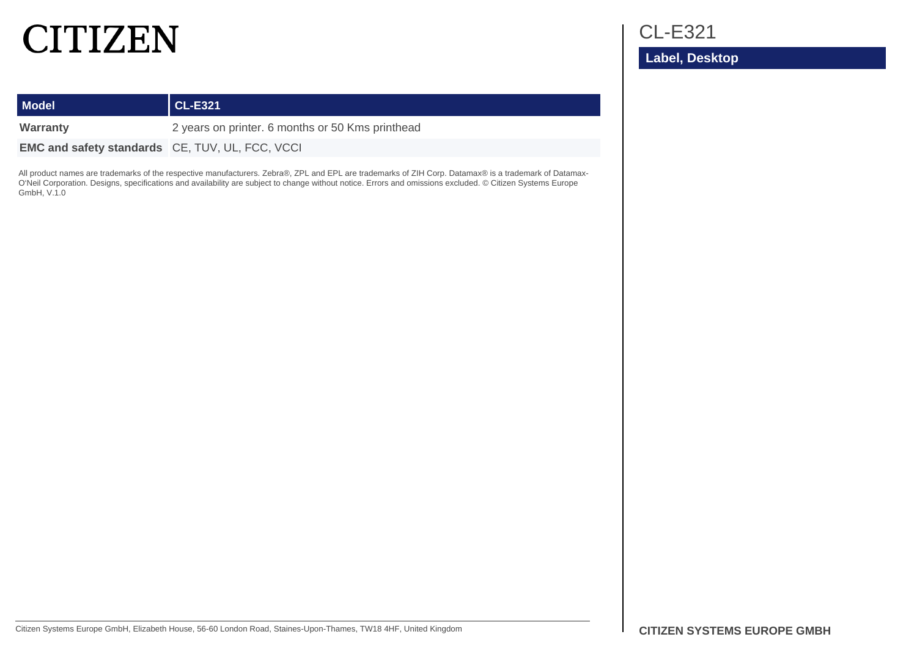| Model | CL-E321 |
|---|---|
| Warranty | 2 years on printer. 6 months or 50 Kms printhead |
| EMC and safety standards | CE, TUV, UL, FCC, VCCI |

All product names are trademarks of the respective manufacturers. Zebra®, ZPL and EPL are trademarks of ZIH Corp. Datamax® is a trademark of Datamax-O'Neil Corporation. Designs, specifications and availability are subject to change without notice. Errors and omissions excluded. © Citizen Systems Europe GmbH, V.1.0